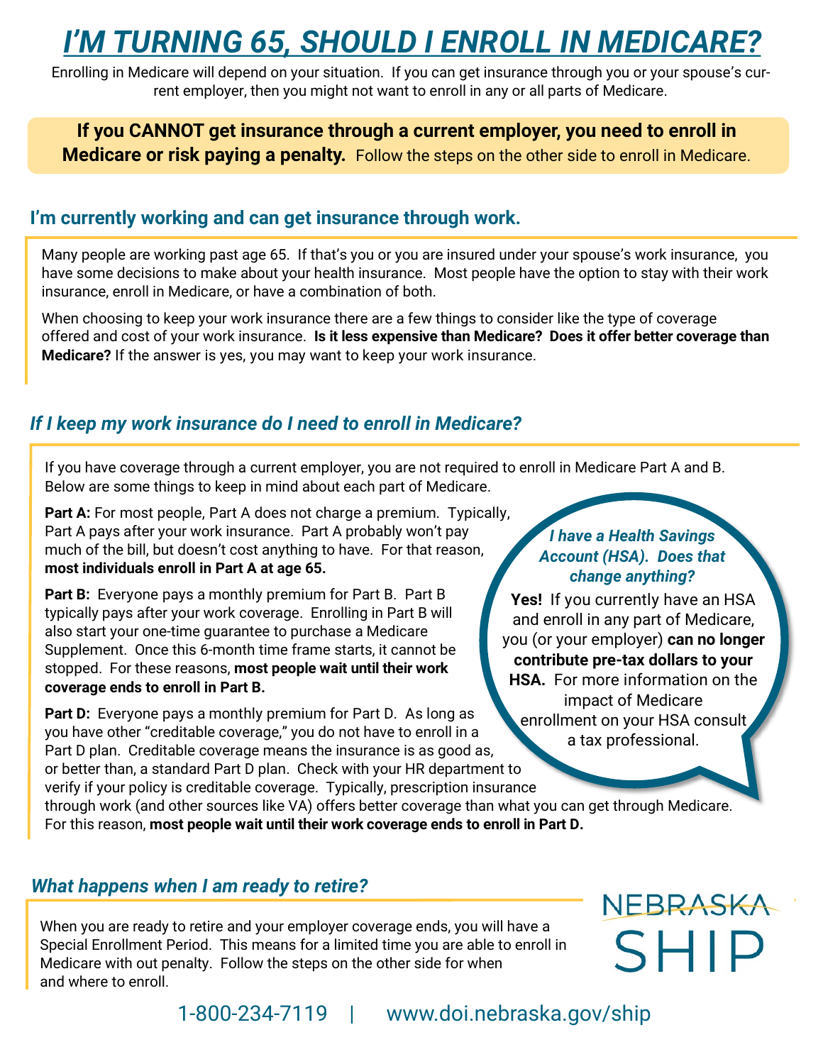# *I'M TURNING 65, SHOULD I ENROLL IN MEDICARE?*

Enrolling in Medicare will depend on your situation. If you can get insurance through you or your spouse's current employer, then you might not want to enroll in any or all parts of Medicare.

**If you CANNOT get insurance through a current employer, you need to enroll in Medicare or risk paying a penalty.** Follow the steps on the other side to enroll in Medicare.

## I'm currently working and can get insurance through work.

Many people are working past age 65. If that's you or you are insured under your spouse's work insurance, you have some decisions to make about your health insurance. Most people have the option to stay with their work insurance, enroll in Medicare, or have a combination of both.

When choosing to keep your work insurance there are a few things to consider like the type of coverage offered and cost of your work insurance. **Is it less expensive than Medicare? Does it offer better coverage than Medicare?** If the answer is yes, you may want to keep your work insurance.

## *If I keep my work insurance do I need to enroll in Medicare?*

If you have coverage through a current employer, you are not required to enroll in Medicare Part A and B. Below are some things to keep in mind about each part of Medicare.

**Part A:** For most people, Part A does not charge a premium. Typically, Part A pays after your work insurance. Part A probably won't pay much of the bill, but doesn't cost anything to have. For that reason, **most individuals enroll in Part A at age 65.**

**Part B:** Everyone pays a monthly premium for Part B. Part B typically pays after your work coverage. Enrolling in Part B will also start your one-time guarantee to purchase a Medicare Supplement. Once this 6-month time frame starts, it cannot be stopped. For these reasons, **most people wait until their work coverage ends to enroll in Part B.**

**Part D:** Everyone pays a monthly premium for Part D. As long as you have other "creditable coverage," you do not have to enroll in a Part D plan. Creditable coverage means the insurance is as good as, or better than, a standard Part D plan. Check with your HR department to verify if your policy is creditable coverage. Typically, prescription insurance through work (and other sources like VA) offers better coverage than what you can get through Medicare. For this reason, **most people wait until their work coverage ends to enroll in Part D.**

***I have a Health Savings Account (HSA). Does that change anything?***

**Yes!** If you currently have an HSA and enroll in any part of Medicare, you (or your employer) **can no longer contribute pre-tax dollars to your HSA.** For more information on the impact of Medicare enrollment on your HSA consult a tax professional.

## *What happens when I am ready to retire?*

When you are ready to retire and your employer coverage ends, you will have a Special Enrollment Period. This means for a limited time you are able to enroll in Medicare with out penalty. Follow the steps on the other side for when and where to enroll.

NEBRASKA SHIP

1-800-234-7119 | www.doi.nebraska.gov/ship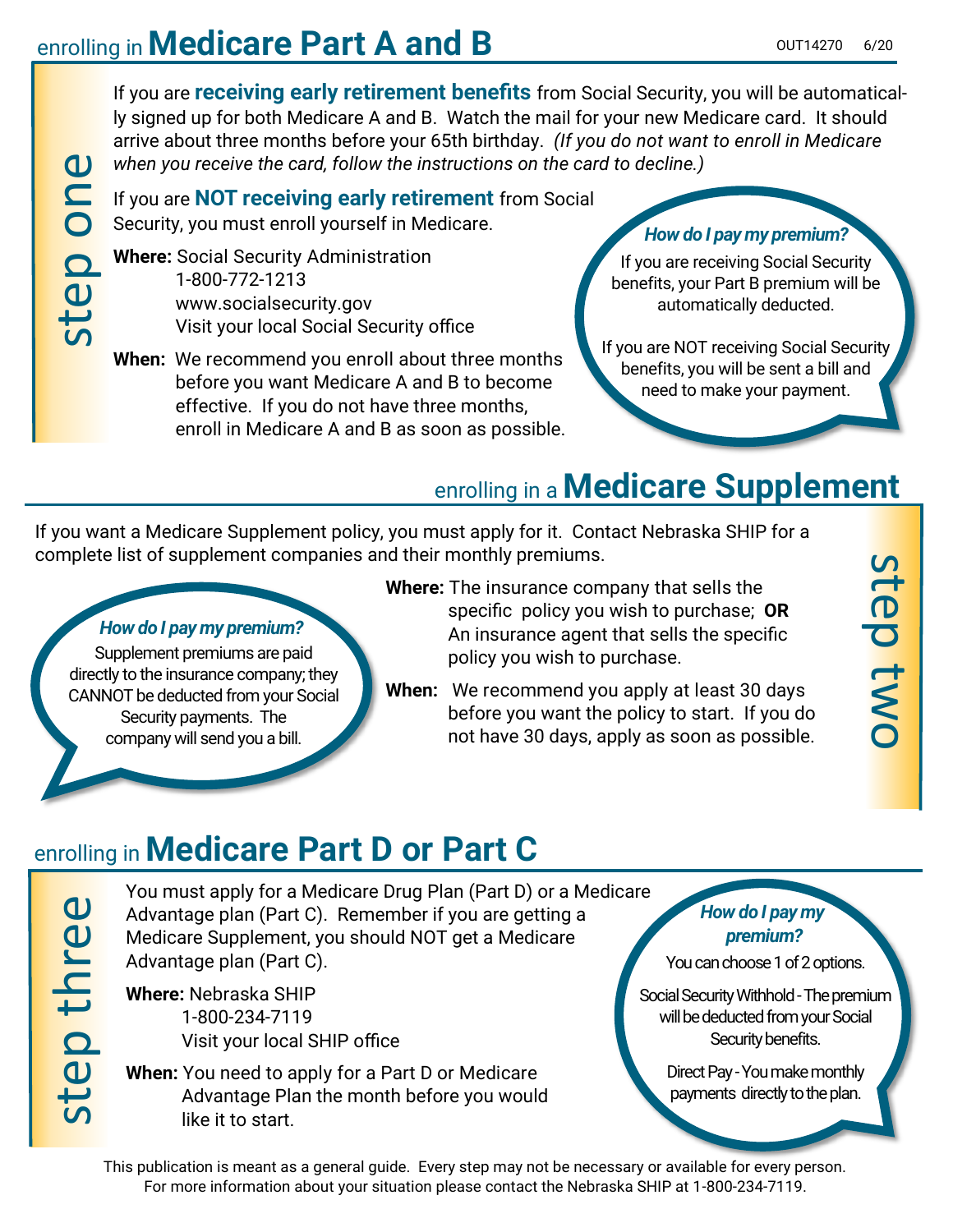# enrolling in **Medicare Part A and B**

## step one

If you are **receiving early retirement benefits** from Social Security, you will be automatically signed up for both Medicare A and B. Watch the mail for your new Medicare card. It should arrive about three months before your 65th birthday. *(If you do not want to enroll in Medicare when you receive the card, follow the instructions on the card to decline.)*

If you are **NOT receiving early retirement** from Social Security, you must enroll yourself in Medicare.

**Where:** Social Security Administration
1-800-772-1213
www.socialsecurity.gov
Visit your local Social Security office

**When:** We recommend you enroll about three months before you want Medicare A and B to become effective. If you do not have three months, enroll in Medicare A and B as soon as possible.

***How do I pay my premium?***

If you are receiving Social Security benefits, your Part B premium will be automatically deducted.

If you are NOT receiving Social Security benefits, you will be sent a bill and need to make your payment.

# enrolling in a **Medicare Supplement**

## step two

If you want a Medicare Supplement policy, you must apply for it. Contact Nebraska SHIP for a complete list of supplement companies and their monthly premiums.

***How do I pay my premium?***

Supplement premiums are paid directly to the insurance company; they CANNOT be deducted from your Social Security payments. The company will send you a bill.

**Where:** The insurance company that sells the specific policy you wish to purchase; **OR** An insurance agent that sells the specific policy you wish to purchase.

**When:** We recommend you apply at least 30 days before you want the policy to start. If you do not have 30 days, apply as soon as possible.

# enrolling in **Medicare Part D or Part C**

## step three

You must apply for a Medicare Drug Plan (Part D) or a Medicare Advantage plan (Part C). Remember if you are getting a Medicare Supplement, you should NOT get a Medicare Advantage plan (Part C).

**Where:** Nebraska SHIP
1-800-234-7119
Visit your local SHIP office

**When:** You need to apply for a Part D or Medicare Advantage Plan the month before you would like it to start.

***How do I pay my premium?***

You can choose 1 of 2 options.

Social Security Withhold - The premium will be deducted from your Social Security benefits.

Direct Pay - You make monthly payments directly to the plan.

This publication is meant as a general guide. Every step may not be necessary or available for every person. For more information about your situation please contact the Nebraska SHIP at 1-800-234-7119.